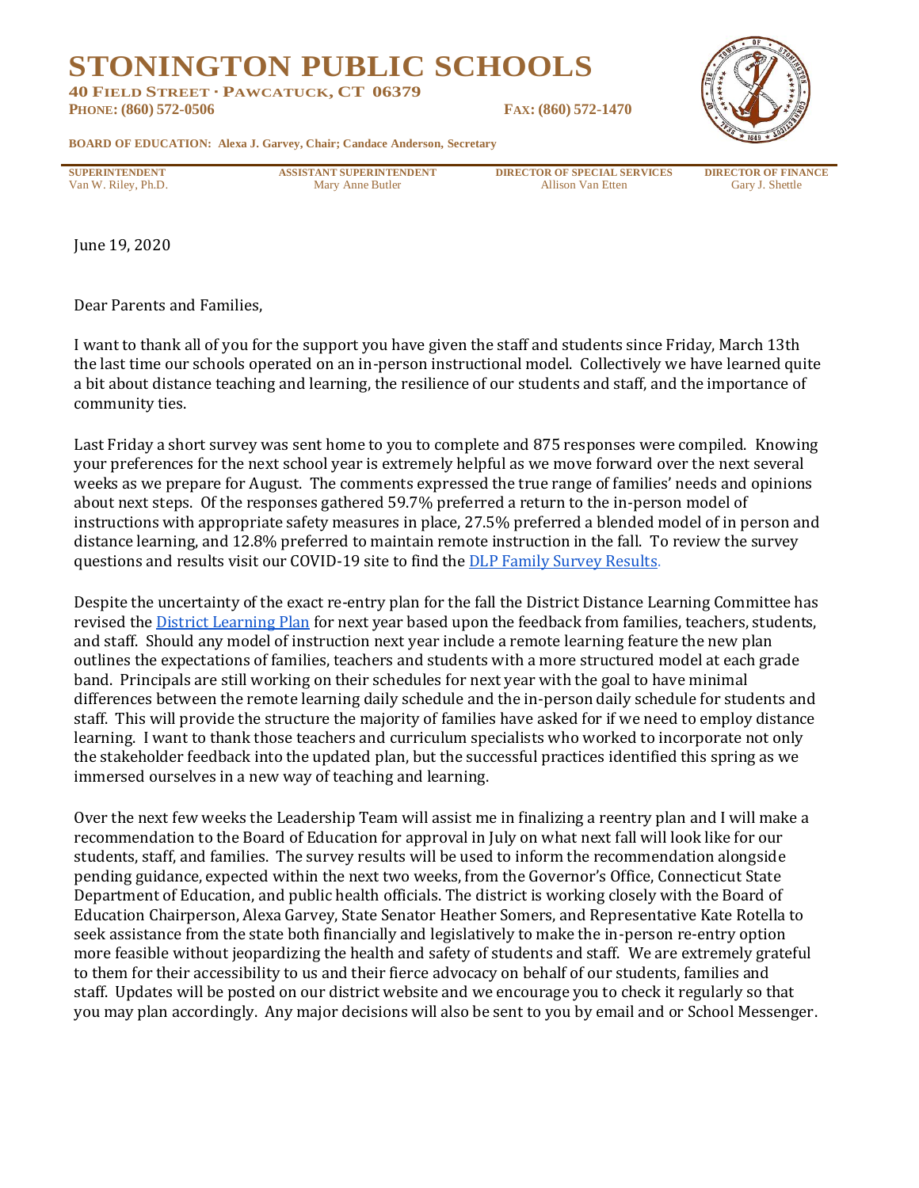# STONINGTON PUBLIC SCHOOLS

**40 FIELD STREET · PAWCATUCK, CT 06379**
**PHONE: (860) 572-0506** **FAX: (860) 572-1470**

**BOARD OF EDUCATION: Alexa J. Garvey, Chair; Candace Anderson, Secretary**

| SUPERINTENDENT | ASSISTANT SUPERINTENDENT | DIRECTOR OF SPECIAL SERVICES | DIRECTOR OF FINANCE |
|---|---|---|---|
| Van W. Riley, Ph.D. | Mary Anne Butler | Allison Van Etten | Gary J. Shettle |

June 19, 2020

Dear Parents and Families,

I want to thank all of you for the support you have given the staff and students since Friday, March 13th the last time our schools operated on an in-person instructional model. Collectively we have learned quite a bit about distance teaching and learning, the resilience of our students and staff, and the importance of community ties.

Last Friday a short survey was sent home to you to complete and 875 responses were compiled. Knowing your preferences for the next school year is extremely helpful as we move forward over the next several weeks as we prepare for August. The comments expressed the true range of families' needs and opinions about next steps. Of the responses gathered 59.7% preferred a return to the in-person model of instructions with appropriate safety measures in place, 27.5% preferred a blended model of in person and distance learning, and 12.8% preferred to maintain remote instruction in the fall. To review the survey questions and results visit our COVID-19 site to find the DLP Family Survey Results.

Despite the uncertainty of the exact re-entry plan for the fall the District Distance Learning Committee has revised the District Learning Plan for next year based upon the feedback from families, teachers, students, and staff. Should any model of instruction next year include a remote learning feature the new plan outlines the expectations of families, teachers and students with a more structured model at each grade band. Principals are still working on their schedules for next year with the goal to have minimal differences between the remote learning daily schedule and the in-person daily schedule for students and staff. This will provide the structure the majority of families have asked for if we need to employ distance learning. I want to thank those teachers and curriculum specialists who worked to incorporate not only the stakeholder feedback into the updated plan, but the successful practices identified this spring as we immersed ourselves in a new way of teaching and learning.

Over the next few weeks the Leadership Team will assist me in finalizing a reentry plan and I will make a recommendation to the Board of Education for approval in July on what next fall will look like for our students, staff, and families. The survey results will be used to inform the recommendation alongside pending guidance, expected within the next two weeks, from the Governor's Office, Connecticut State Department of Education, and public health officials. The district is working closely with the Board of Education Chairperson, Alexa Garvey, State Senator Heather Somers, and Representative Kate Rotella to seek assistance from the state both financially and legislatively to make the in-person re-entry option more feasible without jeopardizing the health and safety of students and staff. We are extremely grateful to them for their accessibility to us and their fierce advocacy on behalf of our students, families and staff. Updates will be posted on our district website and we encourage you to check it regularly so that you may plan accordingly. Any major decisions will also be sent to you by email and or School Messenger.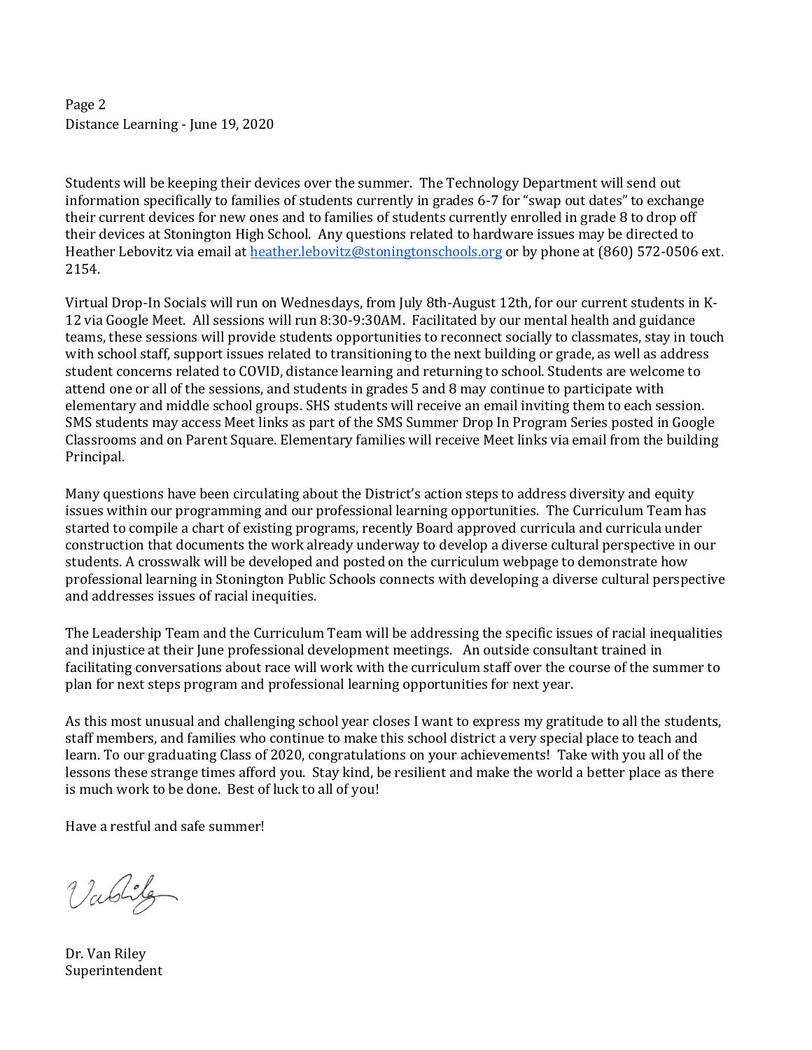Students will be keeping their devices over the summer. The Technology Department will send out information specifically to families of students currently in grades 6-7 for "swap out dates" to exchange their current devices for new ones and to families of students currently enrolled in grade 8 to drop off their devices at Stonington High School. Any questions related to hardware issues may be directed to Heather Lebovitz via email at [heather.lebovitz@stoningtonschools.org](mailto:heather.lebovitz@stoningtonschools.org) or by phone at (860) 572-0506 ext. 2154.

Virtual Drop-In Socials will run on Wednesdays, from July 8th-August 12th, for our current students in K-12 via Google Meet. All sessions will run 8:30-9:30AM. Facilitated by our mental health and guidance teams, these sessions will provide students opportunities to reconnect socially to classmates, stay in touch with school staff, support issues related to transitioning to the next building or grade, as well as address student concerns related to COVID, distance learning and returning to school. Students are welcome to attend one or all of the sessions, and students in grades 5 and 8 may continue to participate with elementary and middle school groups. SHS students will receive an email inviting them to each session. SMS students may access Meet links as part of the SMS Summer Drop In Program Series posted in Google Classrooms and on Parent Square. Elementary families will receive Meet links via email from the building Principal.

Many questions have been circulating about the District's action steps to address diversity and equity issues within our programming and our professional learning opportunities. The Curriculum Team has started to compile a chart of existing programs, recently Board approved curricula and curricula under construction that documents the work already underway to develop a diverse cultural perspective in our students. A crosswalk will be developed and posted on the curriculum webpage to demonstrate how professional learning in Stonington Public Schools connects with developing a diverse cultural perspective and addresses issues of racial inequities.

The Leadership Team and the Curriculum Team will be addressing the specific issues of racial inequalities and injustice at their June professional development meetings. An outside consultant trained in facilitating conversations about race will work with the curriculum staff over the course of the summer to plan for next steps program and professional learning opportunities for next year.

As this most unusual and challenging school year closes I want to express my gratitude to all the students, staff members, and families who continue to make this school district a very special place to teach and learn. To our graduating Class of 2020, congratulations on your achievements! Take with you all of the lessons these strange times afford you. Stay kind, be resilient and make the world a better place as there is much work to be done. Best of luck to all of you!

Have a restful and safe summer!

Dr. Van Riley
Superintendent